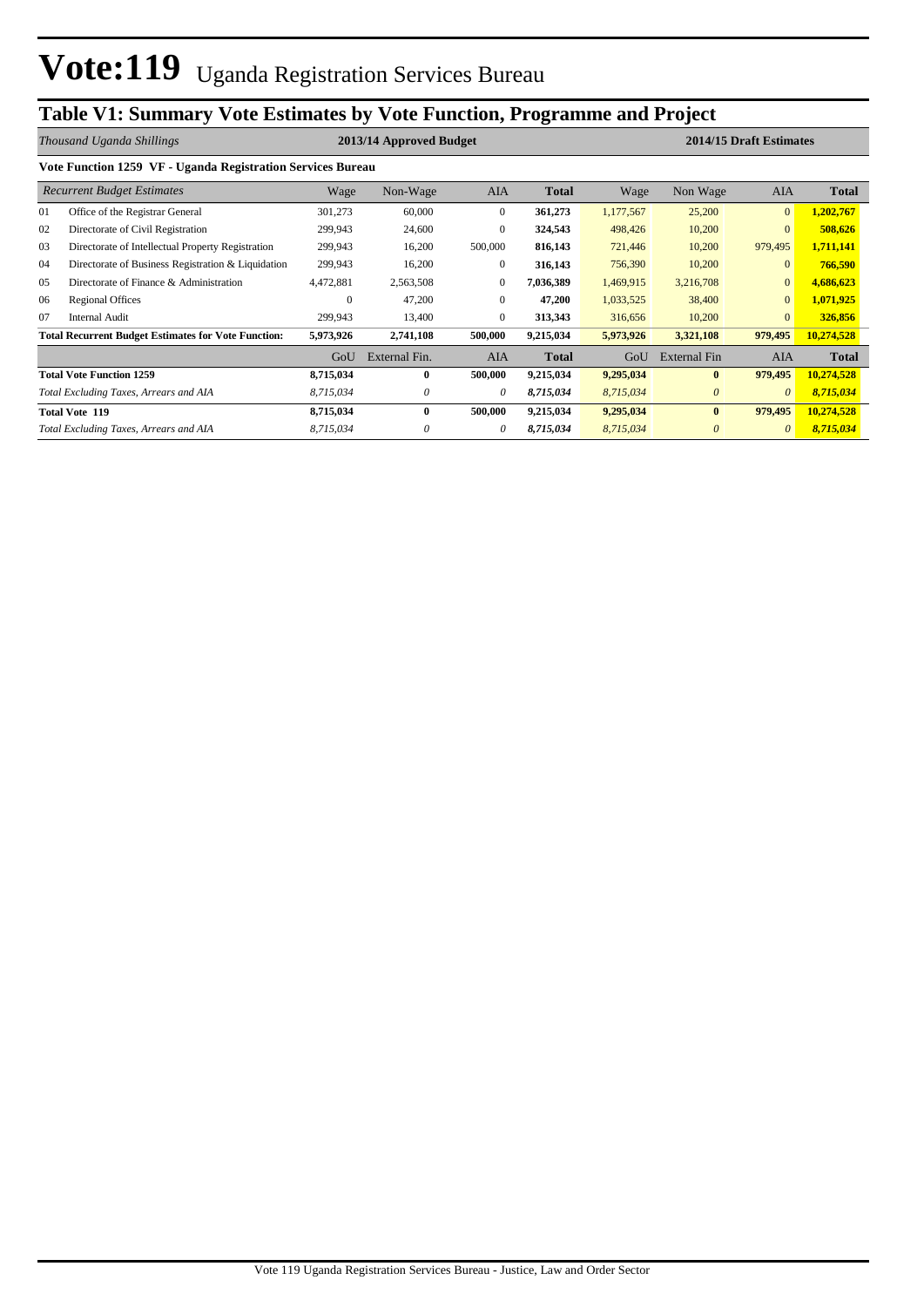# Vote:119 Uganda Registration Services Bureau

## Table V1: Summary Vote Estimates by Vote Function, Programme and Project

| *Thousand Uganda Shillings* | | 2013/14 Approved Budget | | | | 2014/15 Draft Estimates | | | |
|---|---|---|---|---|---|---|---|---|---|
| **Vote Function 1259 VF - Uganda Registration Services Bureau** | | | | | | | | | |
| | *Recurrent Budget Estimates* | Wage | Non-Wage | AIA | **Total** | Wage | Non Wage | AIA | **Total** |
| 01 | Office of the Registrar General | 301,273 | 60,000 | 0 | **361,273** | 1,177,567 | 25,200 | 0 | **1,202,767** |
| 02 | Directorate of Civil Registration | 299,943 | 24,600 | 0 | **324,543** | 498,426 | 10,200 | 0 | **508,626** |
| 03 | Directorate of Intellectual Property Registration | 299,943 | 16,200 | 500,000 | **816,143** | 721,446 | 10,200 | 979,495 | **1,711,141** |
| 04 | Directorate of Business Registration & Liquidation | 299,943 | 16,200 | 0 | **316,143** | 756,390 | 10,200 | 0 | **766,590** |
| 05 | Directorate of Finance & Administration | 4,472,881 | 2,563,508 | 0 | **7,036,389** | 1,469,915 | 3,216,708 | 0 | **4,686,623** |
| 06 | Regional Offices | 0 | 47,200 | 0 | **47,200** | 1,033,525 | 38,400 | 0 | **1,071,925** |
| 07 | Internal Audit | 299,943 | 13,400 | 0 | **313,343** | 316,656 | 10,200 | 0 | **326,856** |
| **Total Recurrent Budget Estimates for Vote Function:** | | **5,973,926** | **2,741,108** | **500,000** | **9,215,034** | **5,973,926** | **3,321,108** | **979,495** | **10,274,528** |
| | | GoU | External Fin. | AIA | **Total** | GoU | External Fin | AIA | **Total** |
| **Total Vote Function 1259** | | **8,715,034** | **0** | **500,000** | **9,215,034** | **9,295,034** | **0** | **979,495** | **10,274,528** |
| *Total Excluding Taxes, Arrears and AIA* | | *8,715,034* | *0* | *0* | ***8,715,034*** | *8,715,034* | *0* | *0* | ***8,715,034*** |
| **Total Vote 119** | | **8,715,034** | **0** | **500,000** | **9,215,034** | **9,295,034** | **0** | **979,495** | **10,274,528** |
| *Total Excluding Taxes, Arrears and AIA* | | *8,715,034* | *0* | *0* | ***8,715,034*** | *8,715,034* | *0* | *0* | ***8,715,034*** |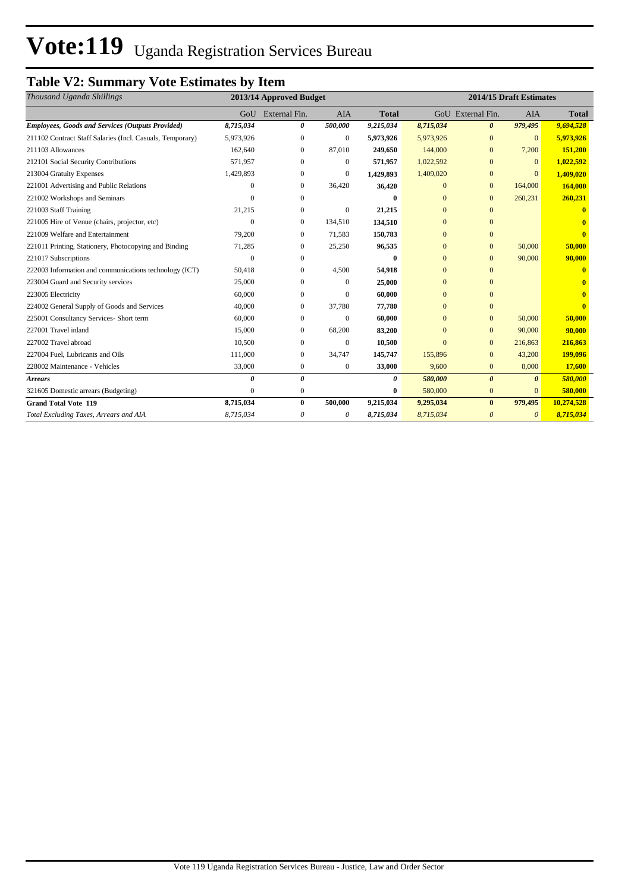# Vote:119 Uganda Registration Services Bureau

## Table V2: Summary Vote Estimates by Item

| *Thousand Uganda Shillings* | 2013/14 Approved Budget | | | | 2014/15 Draft Estimates | | | |
|---|---|---|---|---|---|---|---|---|
| | GoU | External Fin. | AIA | **Total** | GoU | External Fin. | AIA | **Total** |
| ***Employees, Goods and Services (Outputs Provided)*** | ***8,715,034*** | ***0*** | ***500,000*** | ***9,215,034*** | ***8,715,034*** | ***0*** | ***979,495*** | ***9,694,528*** |
| 211102 Contract Staff Salaries (Incl. Casuals, Temporary) | 5,973,926 | 0 | 0 | **5,973,926** | 5,973,926 | 0 | 0 | **5,973,926** |
| 211103 Allowances | 162,640 | 0 | 87,010 | **249,650** | 144,000 | 0 | 7,200 | **151,200** |
| 212101 Social Security Contributions | 571,957 | 0 | 0 | **571,957** | 1,022,592 | 0 | 0 | **1,022,592** |
| 213004 Gratuity Expenses | 1,429,893 | 0 | 0 | **1,429,893** | 1,409,020 | 0 | 0 | **1,409,020** |
| 221001 Advertising and Public Relations | 0 | 0 | 36,420 | **36,420** | 0 | 0 | 164,000 | **164,000** |
| 221002 Workshops and Seminars | 0 | 0 | | **0** | 0 | 0 | 260,231 | **260,231** |
| 221003 Staff Training | 21,215 | 0 | 0 | **21,215** | 0 | 0 | | **0** |
| 221005 Hire of Venue (chairs, projector, etc) | 0 | 0 | 134,510 | **134,510** | 0 | 0 | | **0** |
| 221009 Welfare and Entertainment | 79,200 | 0 | 71,583 | **150,783** | 0 | 0 | | **0** |
| 221011 Printing, Stationery, Photocopying and Binding | 71,285 | 0 | 25,250 | **96,535** | 0 | 0 | 50,000 | **50,000** |
| 221017 Subscriptions | 0 | 0 | | **0** | 0 | 0 | 90,000 | **90,000** |
| 222003 Information and communications technology (ICT) | 50,418 | 0 | 4,500 | **54,918** | 0 | 0 | | **0** |
| 223004 Guard and Security services | 25,000 | 0 | 0 | **25,000** | 0 | 0 | | **0** |
| 223005 Electricity | 60,000 | 0 | 0 | **60,000** | 0 | 0 | | **0** |
| 224002 General Supply of Goods and Services | 40,000 | 0 | 37,780 | **77,780** | 0 | 0 | | **0** |
| 225001 Consultancy Services- Short term | 60,000 | 0 | 0 | **60,000** | 0 | 0 | 50,000 | **50,000** |
| 227001 Travel inland | 15,000 | 0 | 68,200 | **83,200** | 0 | 0 | 90,000 | **90,000** |
| 227002 Travel abroad | 10,500 | 0 | 0 | **10,500** | 0 | 0 | 216,863 | **216,863** |
| 227004 Fuel, Lubricants and Oils | 111,000 | 0 | 34,747 | **145,747** | 155,896 | 0 | 43,200 | **199,096** |
| 228002 Maintenance - Vehicles | 33,000 | 0 | 0 | **33,000** | 9,600 | 0 | 8,000 | **17,600** |
| ***Arrears*** | ***0*** | ***0*** | | ***0*** | ***580,000*** | ***0*** | ***0*** | ***580,000*** |
| 321605 Domestic arrears (Budgeting) | 0 | 0 | | **0** | 580,000 | 0 | 0 | **580,000** |
| **Grand Total Vote 119** | **8,715,034** | **0** | **500,000** | **9,215,034** | **9,295,034** | **0** | **979,495** | **10,274,528** |
| *Total Excluding Taxes, Arrears and AIA* | *8,715,034* | *0* | *0* | ***8,715,034*** | *8,715,034* | *0* | *0* | ***8,715,034*** |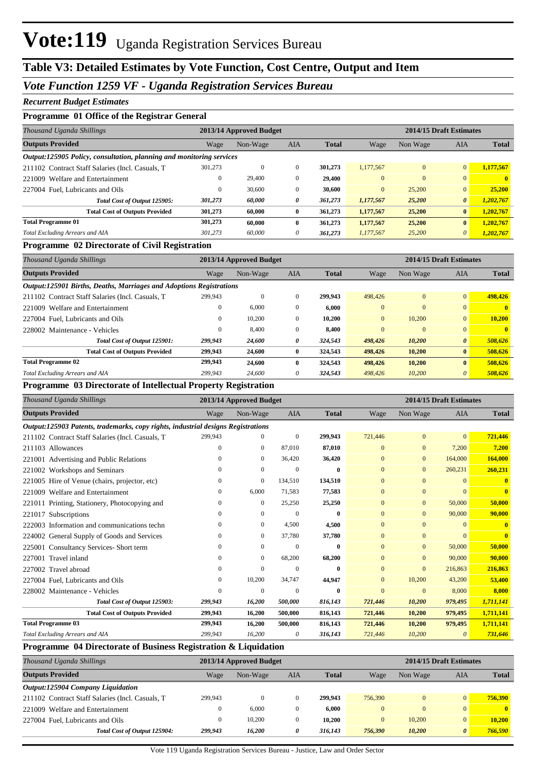# Vote:119 Uganda Registration Services Bureau

## Table V3: Detailed Estimates by Vote Function, Cost Centre, Output and Item

### *Vote Function 1259 VF - Uganda Registration Services Bureau*

*Recurrent Budget Estimates*

#### Programme 01 Office of the Registrar General

| *Thousand Uganda Shillings* | 2013/14 Approved Budget | | | | 2014/15 Draft Estimates | | | |
|---|---|---|---|---|---|---|---|---|
| **Outputs Provided** | Wage | Non-Wage | AIA | **Total** | Wage | Non Wage | AIA | **Total** |
| ***Output:125905 Policy, consultation, planning and monitoring services*** | | | | | | | | |
| 211102 Contract Staff Salaries (Incl. Casuals, T | 301,273 | 0 | 0 | **301,273** | 1,177,567 | 0 | 0 | **1,177,567** |
| 221009 Welfare and Entertainment | 0 | 29,400 | 0 | **29,400** | 0 | 0 | 0 | **0** |
| 227004 Fuel, Lubricants and Oils | 0 | 30,600 | 0 | **30,600** | 0 | 25,200 | 0 | **25,200** |
| ***Total Cost of Output 125905:*** | ***301,273*** | ***60,000*** | ***0*** | ***361,273*** | ***1,177,567*** | ***25,200*** | ***0*** | ***1,202,767*** |
| **Total Cost of Outputs Provided** | **301,273** | **60,000** | **0** | **361,273** | **1,177,567** | **25,200** | **0** | **1,202,767** |
| **Total Programme 01** | **301,273** | **60,000** | **0** | **361,273** | **1,177,567** | **25,200** | **0** | **1,202,767** |
| *Total Excluding Arrears and AIA* | *301,273* | *60,000* | *0* | ***361,273*** | *1,177,567* | *25,200* | *0* | ***1,202,767*** |

#### Programme 02 Directorate of Civil Registration

| *Thousand Uganda Shillings* | 2013/14 Approved Budget | | | | 2014/15 Draft Estimates | | | |
|---|---|---|---|---|---|---|---|---|
| **Outputs Provided** | Wage | Non-Wage | AIA | **Total** | Wage | Non Wage | AIA | **Total** |
| ***Output:125901 Births, Deaths, Marriages and Adoptions Registrations*** | | | | | | | | |
| 211102 Contract Staff Salaries (Incl. Casuals, T | 299,943 | 0 | 0 | **299,943** | 498,426 | 0 | 0 | **498,426** |
| 221009 Welfare and Entertainment | 0 | 6,000 | 0 | **6,000** | 0 | 0 | 0 | **0** |
| 227004 Fuel, Lubricants and Oils | 0 | 10,200 | 0 | **10,200** | 0 | 10,200 | 0 | **10,200** |
| 228002 Maintenance - Vehicles | 0 | 8,400 | 0 | **8,400** | 0 | 0 | 0 | **0** |
| ***Total Cost of Output 125901:*** | ***299,943*** | ***24,600*** | ***0*** | ***324,543*** | ***498,426*** | ***10,200*** | ***0*** | ***508,626*** |
| **Total Cost of Outputs Provided** | **299,943** | **24,600** | **0** | **324,543** | **498,426** | **10,200** | **0** | **508,626** |
| **Total Programme 02** | **299,943** | **24,600** | **0** | **324,543** | **498,426** | **10,200** | **0** | **508,626** |
| *Total Excluding Arrears and AIA* | *299,943* | *24,600* | *0* | ***324,543*** | *498,426* | *10,200* | *0* | ***508,626*** |

#### Programme 03 Directorate of Intellectual Property Registration

| *Thousand Uganda Shillings* | 2013/14 Approved Budget | | | | 2014/15 Draft Estimates | | | |
|---|---|---|---|---|---|---|---|---|
| **Outputs Provided** | Wage | Non-Wage | AIA | **Total** | Wage | Non Wage | AIA | **Total** |
| ***Output:125903 Patents, trademarks, copy rights, industrial designs Registrations*** | | | | | | | | |
| 211102 Contract Staff Salaries (Incl. Casuals, T | 299,943 | 0 | 0 | **299,943** | 721,446 | 0 | 0 | **721,446** |
| 211103 Allowances | 0 | 0 | 87,010 | **87,010** | 0 | 0 | 7,200 | **7,200** |
| 221001 Advertising and Public Relations | 0 | 0 | 36,420 | **36,420** | 0 | 0 | 164,000 | **164,000** |
| 221002 Workshops and Seminars | 0 | 0 | 0 | **0** | 0 | 0 | 260,231 | **260,231** |
| 221005 Hire of Venue (chairs, projector, etc) | 0 | 0 | 134,510 | **134,510** | 0 | 0 | 0 | **0** |
| 221009 Welfare and Entertainment | 0 | 6,000 | 71,583 | **77,583** | 0 | 0 | 0 | **0** |
| 221011 Printing, Stationery, Photocopying and | 0 | 0 | 25,250 | **25,250** | 0 | 0 | 50,000 | **50,000** |
| 221017 Subscriptions | 0 | 0 | 0 | **0** | 0 | 0 | 90,000 | **90,000** |
| 222003 Information and communications techn | 0 | 0 | 4,500 | **4,500** | 0 | 0 | 0 | **0** |
| 224002 General Supply of Goods and Services | 0 | 0 | 37,780 | **37,780** | 0 | 0 | 0 | **0** |
| 225001 Consultancy Services- Short term | 0 | 0 | 0 | **0** | 0 | 0 | 50,000 | **50,000** |
| 227001 Travel inland | 0 | 0 | 68,200 | **68,200** | 0 | 0 | 90,000 | **90,000** |
| 227002 Travel abroad | 0 | 0 | 0 | **0** | 0 | 0 | 216,863 | **216,863** |
| 227004 Fuel, Lubricants and Oils | 0 | 10,200 | 34,747 | **44,947** | 0 | 10,200 | 43,200 | **53,400** |
| 228002 Maintenance - Vehicles | 0 | 0 | 0 | **0** | 0 | 0 | 8,000 | **8,000** |
| ***Total Cost of Output 125903:*** | ***299,943*** | ***16,200*** | ***500,000*** | ***816,143*** | ***721,446*** | ***10,200*** | ***979,495*** | ***1,711,141*** |
| **Total Cost of Outputs Provided** | **299,943** | **16,200** | **500,000** | **816,143** | **721,446** | **10,200** | **979,495** | **1,711,141** |
| **Total Programme 03** | **299,943** | **16,200** | **500,000** | **816,143** | **721,446** | **10,200** | **979,495** | **1,711,141** |
| *Total Excluding Arrears and AIA* | *299,943* | *16,200* | *0* | ***316,143*** | *721,446* | *10,200* | *0* | ***731,646*** |

#### Programme 04 Directorate of Business Registration & Liquidation

| *Thousand Uganda Shillings* | 2013/14 Approved Budget | | | | 2014/15 Draft Estimates | | | |
|---|---|---|---|---|---|---|---|---|
| **Outputs Provided** | Wage | Non-Wage | AIA | **Total** | Wage | Non Wage | AIA | **Total** |
| ***Output:125904 Company Liquidation*** | | | | | | | | |
| 211102 Contract Staff Salaries (Incl. Casuals, T | 299,943 | 0 | 0 | **299,943** | 756,390 | 0 | 0 | **756,390** |
| 221009 Welfare and Entertainment | 0 | 6,000 | 0 | **6,000** | 0 | 0 | 0 | **0** |
| 227004 Fuel, Lubricants and Oils | 0 | 10,200 | 0 | **10,200** | 0 | 10,200 | 0 | **10,200** |
| ***Total Cost of Output 125904:*** | ***299,943*** | ***16,200*** | ***0*** | ***316,143*** | ***756,390*** | ***10,200*** | ***0*** | ***766,590*** |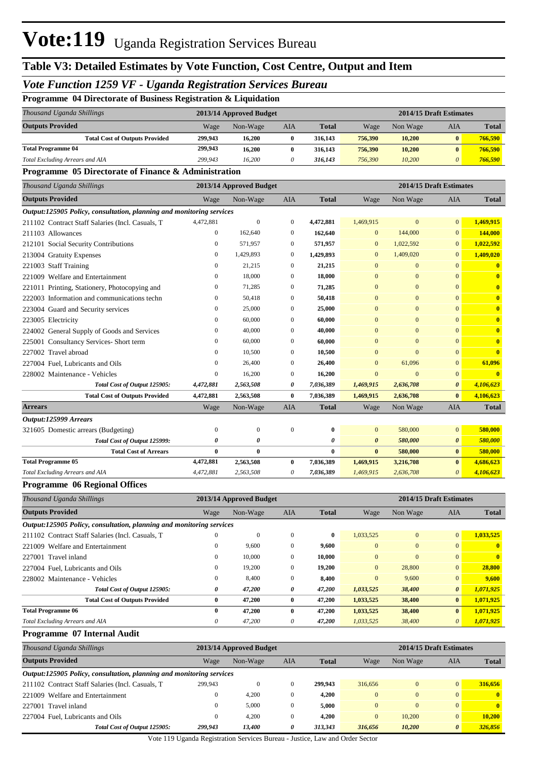# Vote:119 Uganda Registration Services Bureau

## Table V3: Detailed Estimates by Vote Function, Cost Centre, Output and Item

### *Vote Function 1259 VF - Uganda Registration Services Bureau*

#### Programme 04 Directorate of Business Registration & Liquidation

| *Thousand Uganda Shillings* | 2013/14 Approved Budget | | | | 2014/15 Draft Estimates | | | |
|---|---|---|---|---|---|---|---|---|
| **Outputs Provided** | Wage | Non-Wage | AIA | **Total** | Wage | Non Wage | AIA | **Total** |
| **Total Cost of Outputs Provided** | **299,943** | **16,200** | **0** | **316,143** | **756,390** | **10,200** | **0** | **766,590** |
| **Total Programme 04** | **299,943** | **16,200** | **0** | **316,143** | **756,390** | **10,200** | **0** | **766,590** |
| *Total Excluding Arrears and AIA* | *299,943* | *16,200* | *0* | *316,143* | *756,390* | *10,200* | *0* | *766,590* |

#### Programme 05 Directorate of Finance & Administration

| *Thousand Uganda Shillings* | 2013/14 Approved Budget | | | | 2014/15 Draft Estimates | | | |
|---|---|---|---|---|---|---|---|---|
| **Outputs Provided** | Wage | Non-Wage | AIA | **Total** | Wage | Non Wage | AIA | **Total** |
| ***Output:125905 Policy, consultation, planning and monitoring services*** | | | | | | | | |
| 211102 Contract Staff Salaries (Incl. Casuals, T | 4,472,881 | 0 | 0 | **4,472,881** | 1,469,915 | 0 | 0 | **1,469,915** |
| 211103 Allowances | 0 | 162,640 | 0 | **162,640** | 0 | 144,000 | 0 | **144,000** |
| 212101 Social Security Contributions | 0 | 571,957 | 0 | **571,957** | 0 | 1,022,592 | 0 | **1,022,592** |
| 213004 Gratuity Expenses | 0 | 1,429,893 | 0 | **1,429,893** | 0 | 1,409,020 | 0 | **1,409,020** |
| 221003 Staff Training | 0 | 21,215 | 0 | **21,215** | 0 | 0 | 0 | **0** |
| 221009 Welfare and Entertainment | 0 | 18,000 | 0 | **18,000** | 0 | 0 | 0 | **0** |
| 221011 Printing, Stationery, Photocopying and | 0 | 71,285 | 0 | **71,285** | 0 | 0 | 0 | **0** |
| 222003 Information and communications techn | 0 | 50,418 | 0 | **50,418** | 0 | 0 | 0 | **0** |
| 223004 Guard and Security services | 0 | 25,000 | 0 | **25,000** | 0 | 0 | 0 | **0** |
| 223005 Electricity | 0 | 60,000 | 0 | **60,000** | 0 | 0 | 0 | **0** |
| 224002 General Supply of Goods and Services | 0 | 40,000 | 0 | **40,000** | 0 | 0 | 0 | **0** |
| 225001 Consultancy Services- Short term | 0 | 60,000 | 0 | **60,000** | 0 | 0 | 0 | **0** |
| 227002 Travel abroad | 0 | 10,500 | 0 | **10,500** | 0 | 0 | 0 | **0** |
| 227004 Fuel, Lubricants and Oils | 0 | 26,400 | 0 | **26,400** | 0 | 61,096 | 0 | **61,096** |
| 228002 Maintenance - Vehicles | 0 | 16,200 | 0 | **16,200** | 0 | 0 | 0 | **0** |
| *Total Cost of Output 125905:* | ***4,472,881*** | ***2,563,508*** | ***0*** | ***7,036,389*** | ***1,469,915*** | ***2,636,708*** | ***0*** | ***4,106,623*** |
| **Total Cost of Outputs Provided** | **4,472,881** | **2,563,508** | **0** | **7,036,389** | **1,469,915** | **2,636,708** | **0** | **4,106,623** |
| **Arrears** | Wage | Non-Wage | AIA | **Total** | Wage | Non Wage | AIA | **Total** |
| ***Output:125999 Arrears*** | | | | | | | | |
| 321605 Domestic arrears (Budgeting) | 0 | 0 | 0 | **0** | 0 | 580,000 | 0 | **580,000** |
| *Total Cost of Output 125999:* | ***0*** | ***0*** | | ***0*** | ***0*** | ***580,000*** | ***0*** | ***580,000*** |
| **Total Cost of Arrears** | **0** | **0** | | **0** | **0** | **580,000** | **0** | **580,000** |
| **Total Programme 05** | **4,472,881** | **2,563,508** | **0** | **7,036,389** | **1,469,915** | **3,216,708** | **0** | **4,686,623** |
| *Total Excluding Arrears and AIA* | *4,472,881* | *2,563,508* | *0* | *7,036,389* | *1,469,915* | *2,636,708* | *0* | *4,106,623* |

#### Programme 06 Regional Offices

| *Thousand Uganda Shillings* | 2013/14 Approved Budget | | | | 2014/15 Draft Estimates | | | |
|---|---|---|---|---|---|---|---|---|
| **Outputs Provided** | Wage | Non-Wage | AIA | **Total** | Wage | Non Wage | AIA | **Total** |
| ***Output:125905 Policy, consultation, planning and monitoring services*** | | | | | | | | |
| 211102 Contract Staff Salaries (Incl. Casuals, T | 0 | 0 | 0 | **0** | 1,033,525 | 0 | 0 | **1,033,525** |
| 221009 Welfare and Entertainment | 0 | 9,600 | 0 | **9,600** | 0 | 0 | 0 | **0** |
| 227001 Travel inland | 0 | 10,000 | 0 | **10,000** | 0 | 0 | 0 | **0** |
| 227004 Fuel, Lubricants and Oils | 0 | 19,200 | 0 | **19,200** | 0 | 28,800 | 0 | **28,800** |
| 228002 Maintenance - Vehicles | 0 | 8,400 | 0 | **8,400** | 0 | 9,600 | 0 | **9,600** |
| *Total Cost of Output 125905:* | ***0*** | ***47,200*** | ***0*** | ***47,200*** | ***1,033,525*** | ***38,400*** | ***0*** | ***1,071,925*** |
| **Total Cost of Outputs Provided** | **0** | **47,200** | **0** | **47,200** | **1,033,525** | **38,400** | **0** | **1,071,925** |
| **Total Programme 06** | **0** | **47,200** | **0** | **47,200** | **1,033,525** | **38,400** | **0** | **1,071,925** |
| *Total Excluding Arrears and AIA* | *0* | *47,200* | *0* | *47,200* | *1,033,525* | *38,400* | *0* | *1,071,925* |

#### Programme 07 Internal Audit

| *Thousand Uganda Shillings* | 2013/14 Approved Budget | | | | 2014/15 Draft Estimates | | | |
|---|---|---|---|---|---|---|---|---|
| **Outputs Provided** | Wage | Non-Wage | AIA | **Total** | Wage | Non Wage | AIA | **Total** |
| ***Output:125905 Policy, consultation, planning and monitoring services*** | | | | | | | | |
| 211102 Contract Staff Salaries (Incl. Casuals, T | 299,943 | 0 | 0 | **299,943** | 316,656 | 0 | 0 | **316,656** |
| 221009 Welfare and Entertainment | 0 | 4,200 | 0 | **4,200** | 0 | 0 | 0 | **0** |
| 227001 Travel inland | 0 | 5,000 | 0 | **5,000** | 0 | 0 | 0 | **0** |
| 227004 Fuel, Lubricants and Oils | 0 | 4,200 | 0 | **4,200** | 0 | 10,200 | 0 | **10,200** |
| *Total Cost of Output 125905:* | ***299,943*** | ***13,400*** | ***0*** | ***313,343*** | ***316,656*** | ***10,200*** | ***0*** | ***326,856*** |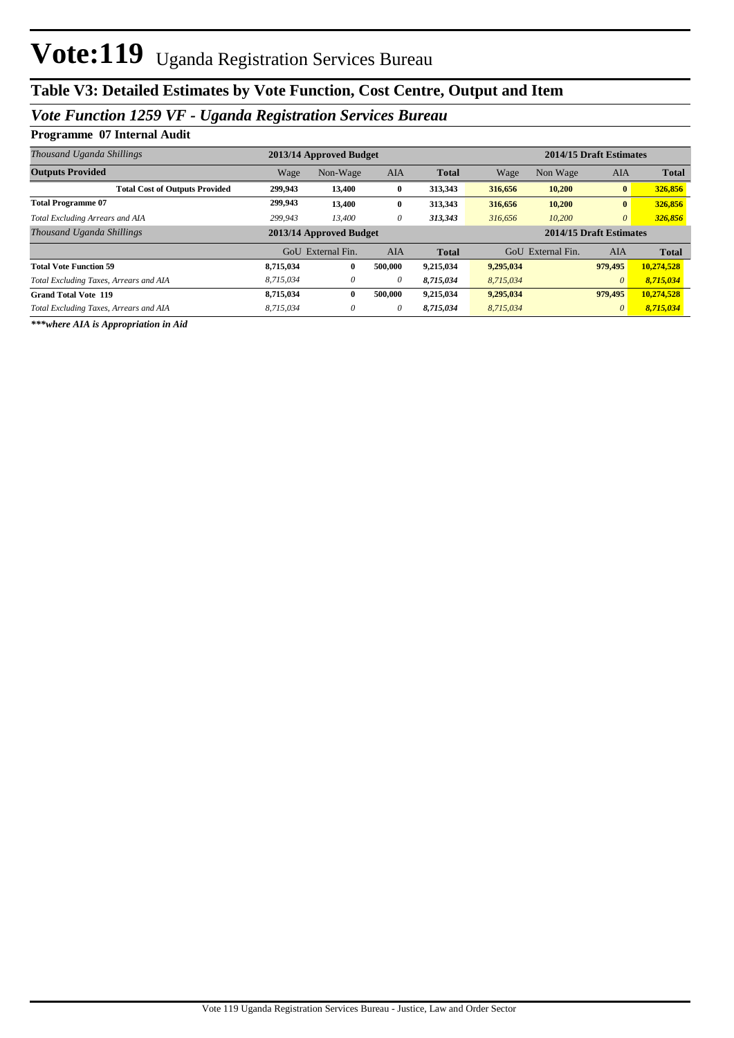# Vote:119 Uganda Registration Services Bureau

## Table V3: Detailed Estimates by Vote Function, Cost Centre, Output and Item

### *Vote Function 1259 VF - Uganda Registration Services Bureau*

**Programme 07 Internal Audit**

| *Thousand Uganda Shillings* | 2013/14 Approved Budget | | | | 2014/15 Draft Estimates | | | |
|---|---|---|---|---|---|---|---|---|
| **Outputs Provided** | Wage | Non-Wage | AIA | **Total** | Wage | Non Wage | AIA | **Total** |
| **Total Cost of Outputs Provided** | **299,943** | **13,400** | **0** | **313,343** | **316,656** | **10,200** | **0** | **326,856** |
| **Total Programme 07** | **299,943** | **13,400** | **0** | **313,343** | **316,656** | **10,200** | **0** | **326,856** |
| *Total Excluding Arrears and AIA* | *299,943* | *13,400* | *0* | ***313,343*** | *316,656* | *10,200* | *0* | ***326,856*** |

| *Thousand Uganda Shillings* | 2013/14 Approved Budget | | | | 2014/15 Draft Estimates | | | |
|---|---|---|---|---|---|---|---|---|
| | GoU | External Fin. | AIA | **Total** | GoU | External Fin. | AIA | **Total** |
| **Total Vote Function 59** | **8,715,034** | **0** | **500,000** | **9,215,034** | **9,295,034** | | **979,495** | **10,274,528** |
| *Total Excluding Taxes, Arrears and AIA* | *8,715,034* | *0* | *0* | ***8,715,034*** | *8,715,034* | | *0* | ***8,715,034*** |
| **Grand Total Vote 119** | **8,715,034** | **0** | **500,000** | **9,215,034** | **9,295,034** | | **979,495** | **10,274,528** |
| *Total Excluding Taxes, Arrears and AIA* | *8,715,034* | *0* | *0* | ***8,715,034*** | *8,715,034* | | *0* | ***8,715,034*** |

***\*\*\*where AIA is Appropriation in Aid***